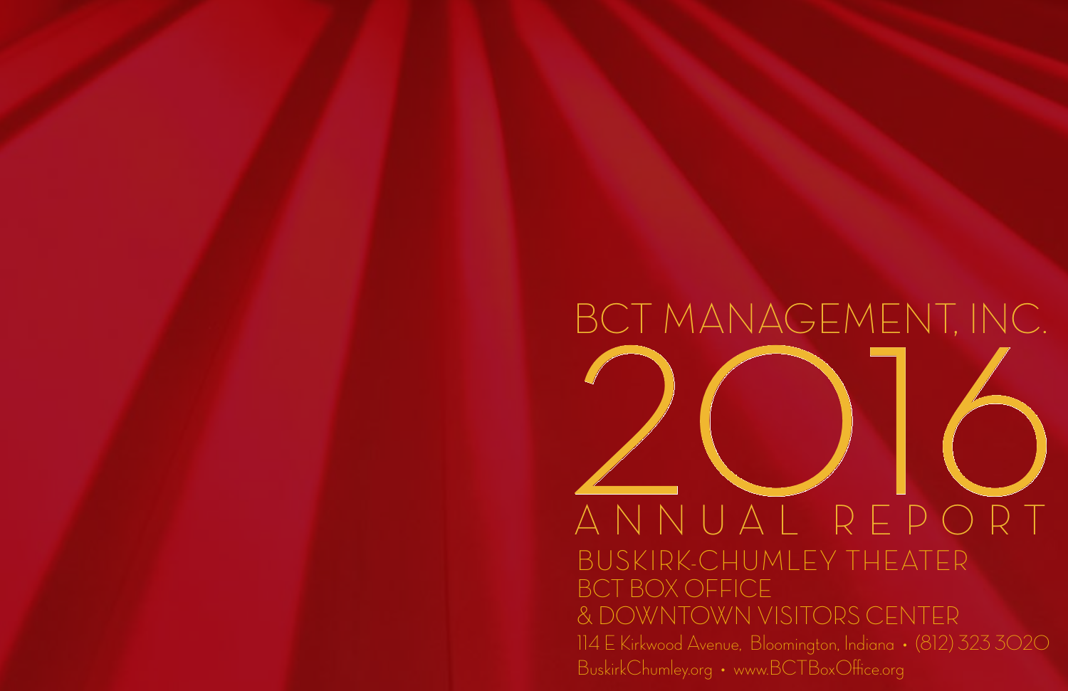# BCT MANAGEMENT, INC.

# 2016

## ANNUAL REPORT

BUSKIRK-CHUMLEY THEATER
BCT BOX OFFICE
& DOWNTOWN VISITORS CENTER

114 E Kirkwood Avenue, Bloomington, Indiana • (812) 323 3020
BuskirkChumley.org • www.BCTBoxOffice.org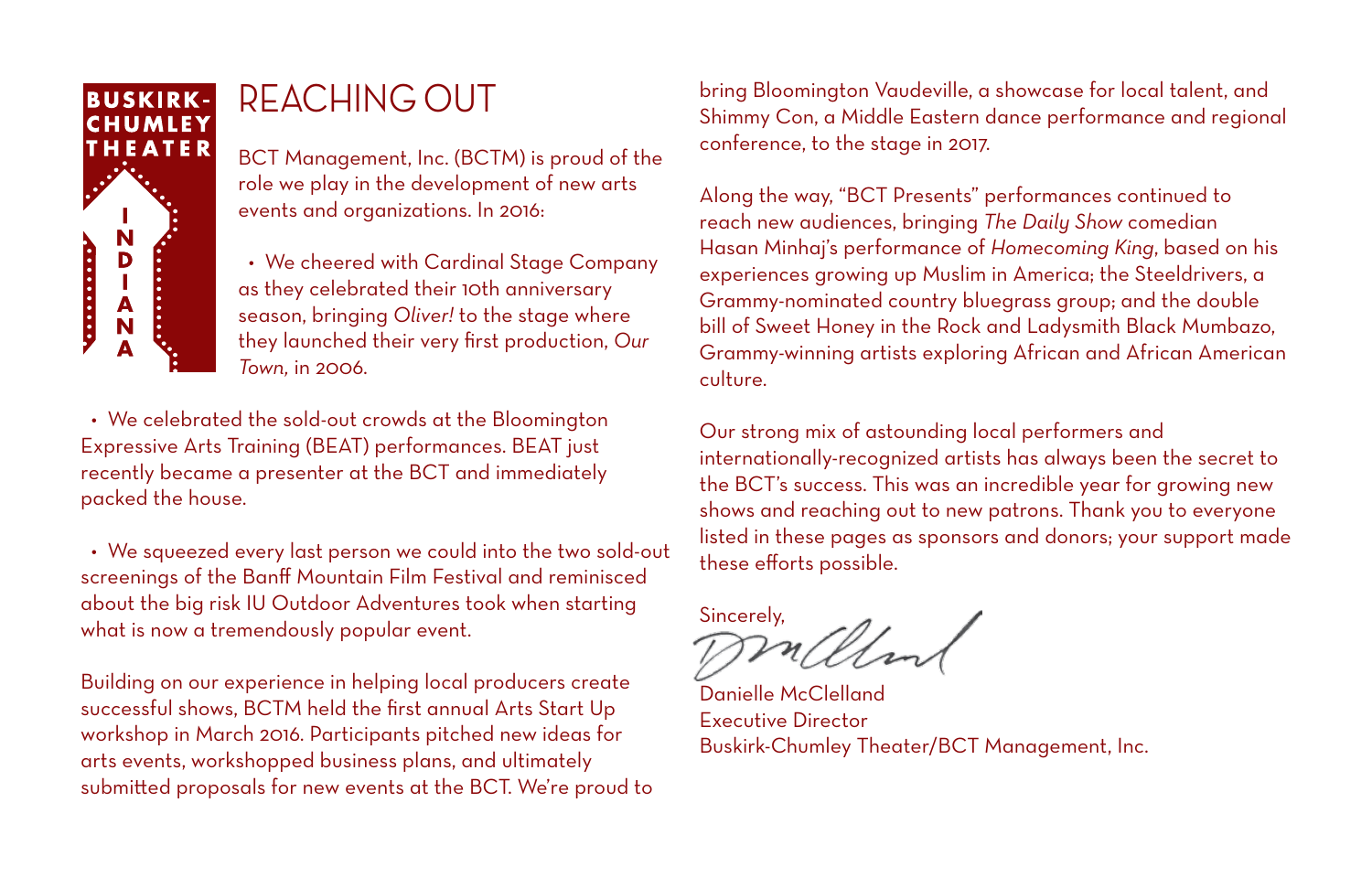# REACHING OUT

BCT Management, Inc. (BCTM) is proud of the role we play in the development of new arts events and organizations. In 2016:

- We cheered with Cardinal Stage Company as they celebrated their 10th anniversary season, bringing *Oliver!* to the stage where they launched their very first production, *Our Town,* in 2006.

- We celebrated the sold-out crowds at the Bloomington Expressive Arts Training (BEAT) performances. BEAT just recently became a presenter at the BCT and immediately packed the house.

- We squeezed every last person we could into the two sold-out screenings of the Banff Mountain Film Festival and reminisced about the big risk IU Outdoor Adventures took when starting what is now a tremendously popular event.

Building on our experience in helping local producers create successful shows, BCTM held the first annual Arts Start Up workshop in March 2016. Participants pitched new ideas for arts events, workshopped business plans, and ultimately submitted proposals for new events at the BCT. We're proud to bring Bloomington Vaudeville, a showcase for local talent, and Shimmy Con, a Middle Eastern dance performance and regional conference, to the stage in 2017.

Along the way, "BCT Presents" performances continued to reach new audiences, bringing *The Daily Show* comedian Hasan Minhaj's performance of *Homecoming King*, based on his experiences growing up Muslim in America; the Steeldrivers, a Grammy-nominated country bluegrass group; and the double bill of Sweet Honey in the Rock and Ladysmith Black Mumbazo, Grammy-winning artists exploring African and African American culture.

Our strong mix of astounding local performers and internationally-recognized artists has always been the secret to the BCT's success. This was an incredible year for growing new shows and reaching out to new patrons. Thank you to everyone listed in these pages as sponsors and donors; your support made these efforts possible.

Sincerely,

Danielle McClelland
Executive Director
Buskirk-Chumley Theater/BCT Management, Inc.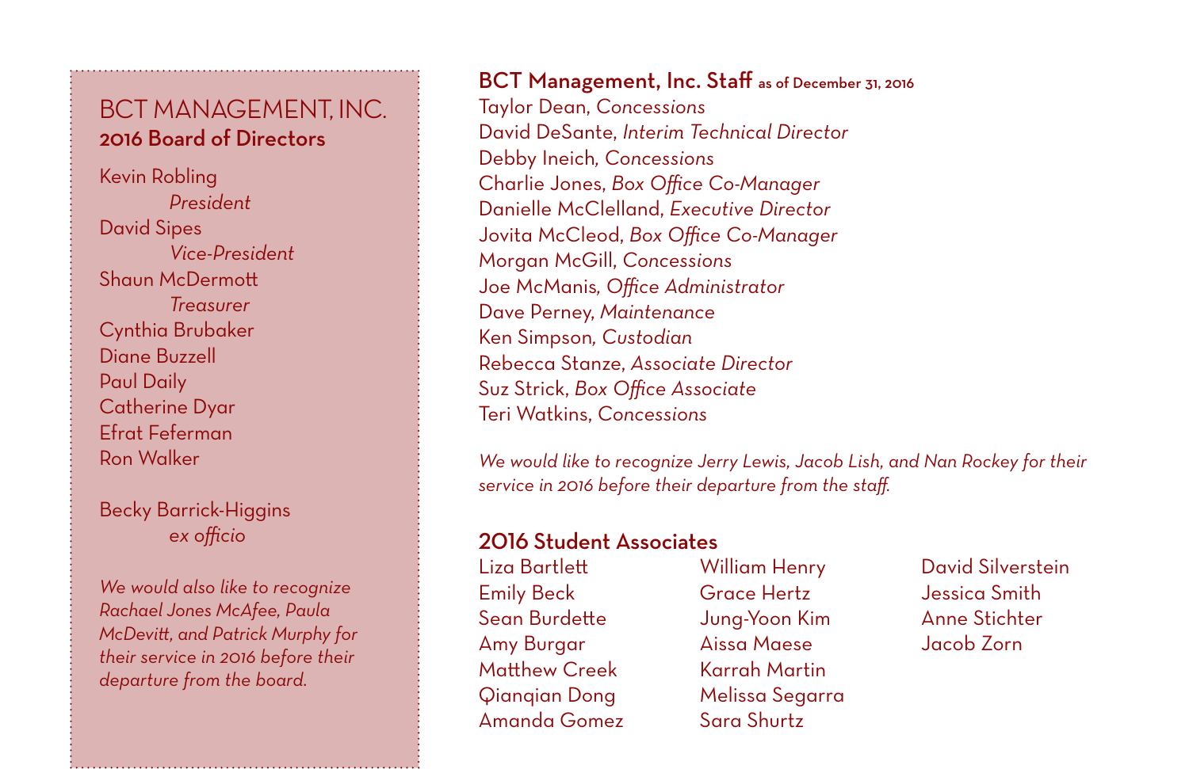## BCT MANAGEMENT, INC.
### 2016 Board of Directors

Kevin Robling
*President*
David Sipes
*Vice-President*
Shaun McDermott
*Treasurer*
Cynthia Brubaker
Diane Buzzell
Paul Daily
Catherine Dyar
Efrat Feferman
Ron Walker

Becky Barrick-Higgins
*ex officio*

*We would also like to recognize Rachael Jones McAfee, Paula McDevitt, and Patrick Murphy for their service in 2016 before their departure from the board.*

### BCT Management, Inc. Staff as of December 31, 2016

Taylor Dean, *Concessions*
David DeSante, *Interim Technical Director*
Debby Ineich, *Concessions*
Charlie Jones, *Box Office Co-Manager*
Danielle McClelland, *Executive Director*
Jovita McCleod, *Box Office Co-Manager*
Morgan McGill, *Concessions*
Joe McManis, *Office Administrator*
Dave Perney, *Maintenance*
Ken Simpson, *Custodian*
Rebecca Stanze, *Associate Director*
Suz Strick, *Box Office Associate*
Teri Watkins, *Concessions*

*We would like to recognize Jerry Lewis, Jacob Lish, and Nan Rockey for their service in 2016 before their departure from the staff.*

### 2016 Student Associates

Liza Bartlett
Emily Beck
Sean Burdette
Amy Burgar
Matthew Creek
Qianqian Dong
Amanda Gomez
William Henry
Grace Hertz
Jung-Yoon Kim
Aissa Maese
Karrah Martin
Melissa Segarra
Sara Shurtz
David Silverstein
Jessica Smith
Anne Stichter
Jacob Zorn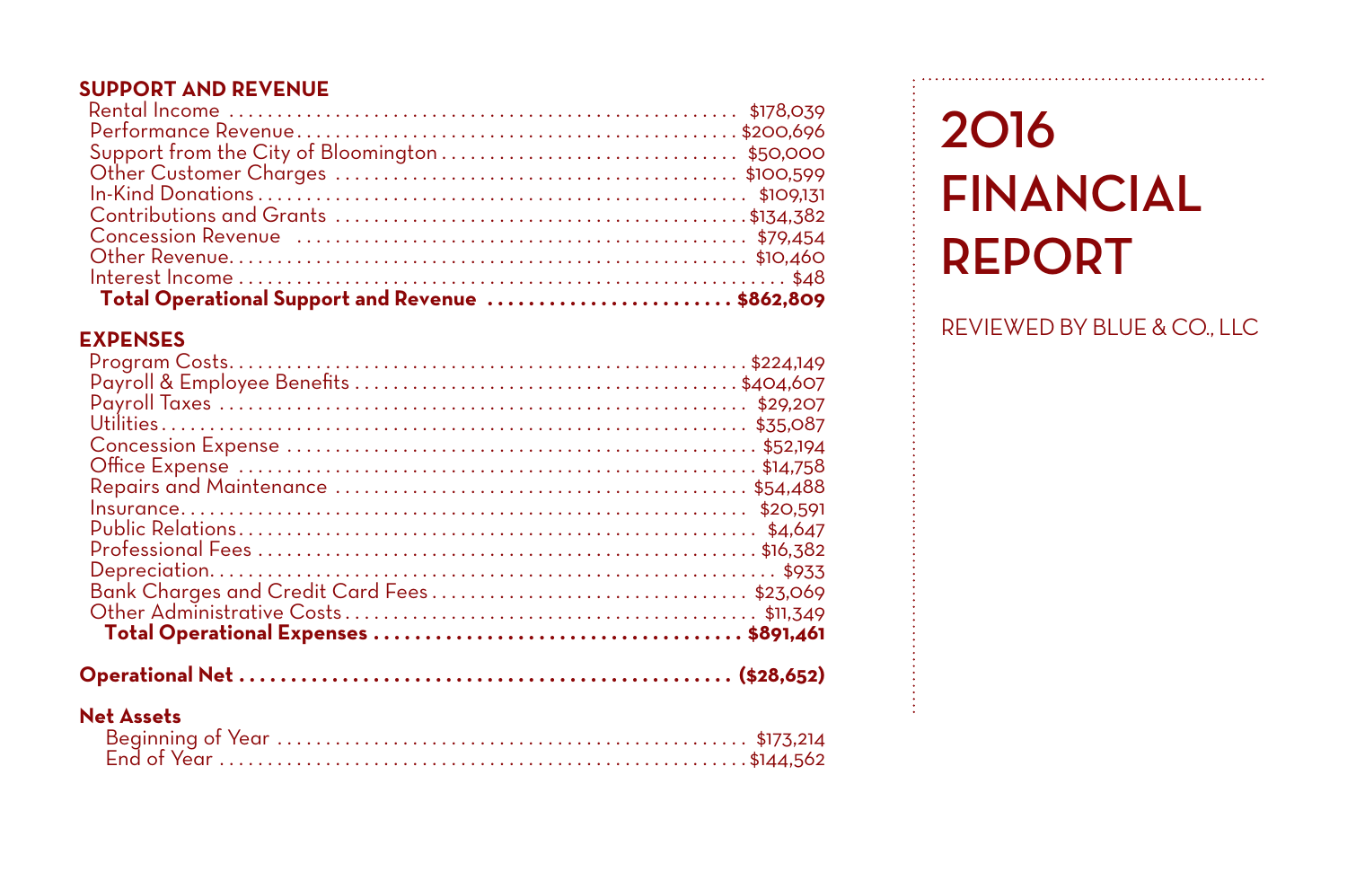# 2016 FINANCIAL REPORT

REVIEWED BY BLUE & CO., LLC

## SUPPORT AND REVENUE

| Item | Amount |
|---|---|
| Rental Income | $178,039 |
| Performance Revenue | $200,696 |
| Support from the City of Bloomington | $50,000 |
| Other Customer Charges | $100,599 |
| In-Kind Donations | $109,131 |
| Contributions and Grants | $134,382 |
| Concession Revenue | $79,454 |
| Other Revenue | $10,460 |
| Interest Income | $48 |
| **Total Operational Support and Revenue** | **$862,809** |

## EXPENSES

| Item | Amount |
|---|---|
| Program Costs | $224,149 |
| Payroll & Employee Benefits | $404,607 |
| Payroll Taxes | $29,207 |
| Utilities | $35,087 |
| Concession Expense | $52,194 |
| Office Expense | $14,758 |
| Repairs and Maintenance | $54,488 |
| Insurance | $20,591 |
| Public Relations | $4,647 |
| Professional Fees | $16,382 |
| Depreciation | $933 |
| Bank Charges and Credit Card Fees | $23,069 |
| Other Administrative Costs | $11,349 |
| **Total Operational Expenses** | **$891,461** |

**Operational Net** ........ **($28,652)**

## Net Assets

| Item | Amount |
|---|---|
| Beginning of Year | $173,214 |
| End of Year | $144,562 |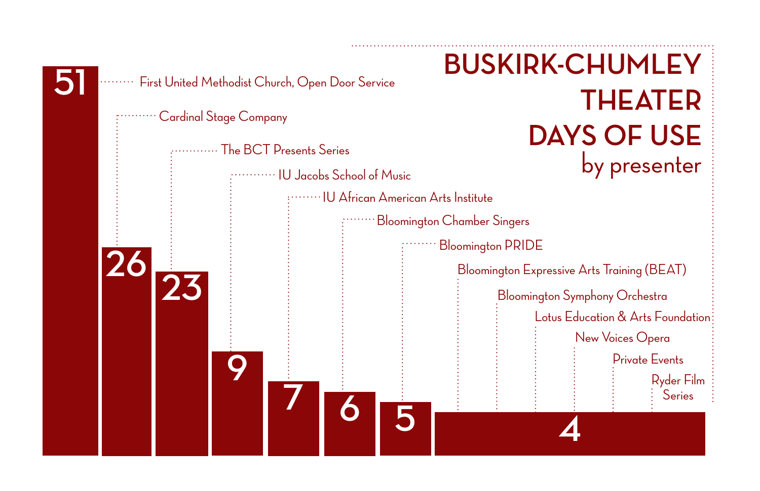# BUSKIRK-CHUMLEY THEATER DAYS OF USE

by presenter

| Presenter | Days of Use |
|---|---|
| First United Methodist Church, Open Door Service | 51 |
| Cardinal Stage Company | 26 |
| The BCT Presents Series | 23 |
| IU Jacobs School of Music | 9 |
| IU African American Arts Institute | 7 |
| Bloomington Chamber Singers | 6 |
| Bloomington PRIDE | 5 |
| Bloomington Expressive Arts Training (BEAT) | 4 |
| Bloomington Symphony Orchestra | 4 |
| Lotus Education & Arts Foundation | 4 |
| New Voices Opera | 4 |
| Private Events | 4 |
| Ryder Film Series | 4 |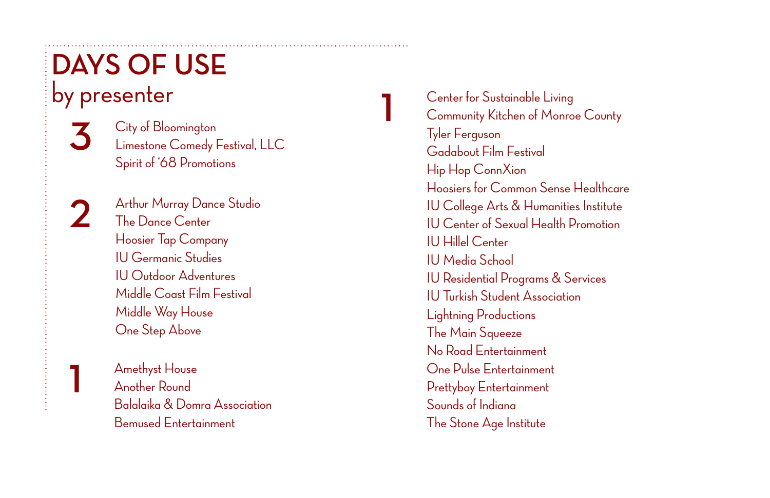# DAYS OF USE
## by presenter

**3**

City of Bloomington
Limestone Comedy Festival, LLC
Spirit of '68 Promotions

**2**

Arthur Murray Dance Studio
The Dance Center
Hoosier Tap Company
IU Germanic Studies
IU Outdoor Adventures
Middle Coast Film Festival
Middle Way House
One Step Above

**1**

Amethyst House
Another Round
Balalaika & Domra Association
Bemused Entertainment
Center for Sustainable Living
Community Kitchen of Monroe County
Tyler Ferguson
Gadabout Film Festival
Hip Hop ConnXion
Hoosiers for Common Sense Healthcare
IU College Arts & Humanities Institute
IU Center of Sexual Health Promotion
IU Hillel Center
IU Media School
IU Residential Programs & Services
IU Turkish Student Association
Lightning Productions
The Main Squeeze
No Road Entertainment
One Pulse Entertainment
Prettyboy Entertainment
Sounds of Indiana
The Stone Age Institute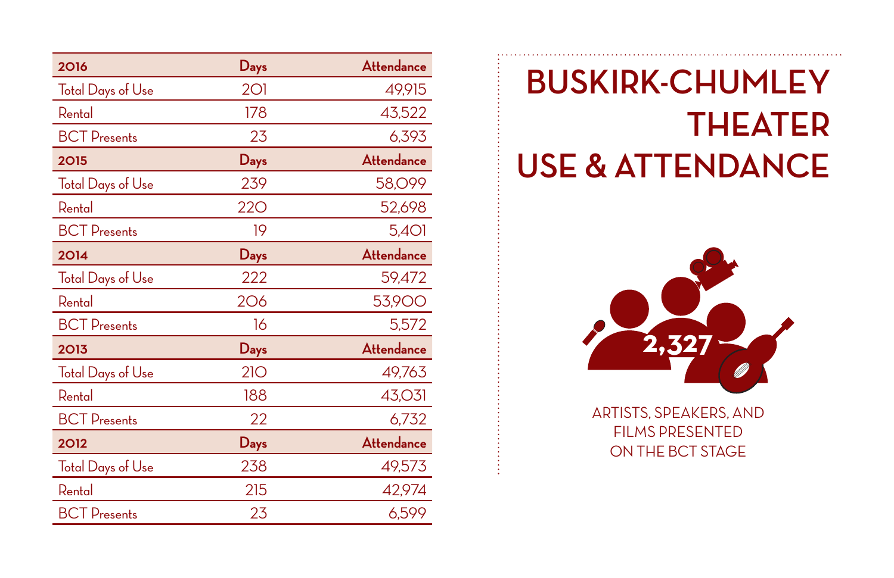# BUSKIRK-CHUMLEY THEATER USE & ATTENDANCE

| 2016 | Days | Attendance |
|---|---|---|
| Total Days of Use | 201 | 49,915 |
| Rental | 178 | 43,522 |
| BCT Presents | 23 | 6,393 |
| **2015** | **Days** | **Attendance** |
| Total Days of Use | 239 | 58,099 |
| Rental | 220 | 52,698 |
| BCT Presents | 19 | 5,401 |
| **2014** | **Days** | **Attendance** |
| Total Days of Use | 222 | 59,472 |
| Rental | 206 | 53,900 |
| BCT Presents | 16 | 5,572 |
| **2013** | **Days** | **Attendance** |
| Total Days of Use | 210 | 49,763 |
| Rental | 188 | 43,031 |
| BCT Presents | 22 | 6,732 |
| **2012** | **Days** | **Attendance** |
| Total Days of Use | 238 | 49,573 |
| Rental | 215 | 42,974 |
| BCT Presents | 23 | 6,599 |

**2,327**

ARTISTS, SPEAKERS, AND FILMS PRESENTED ON THE BCT STAGE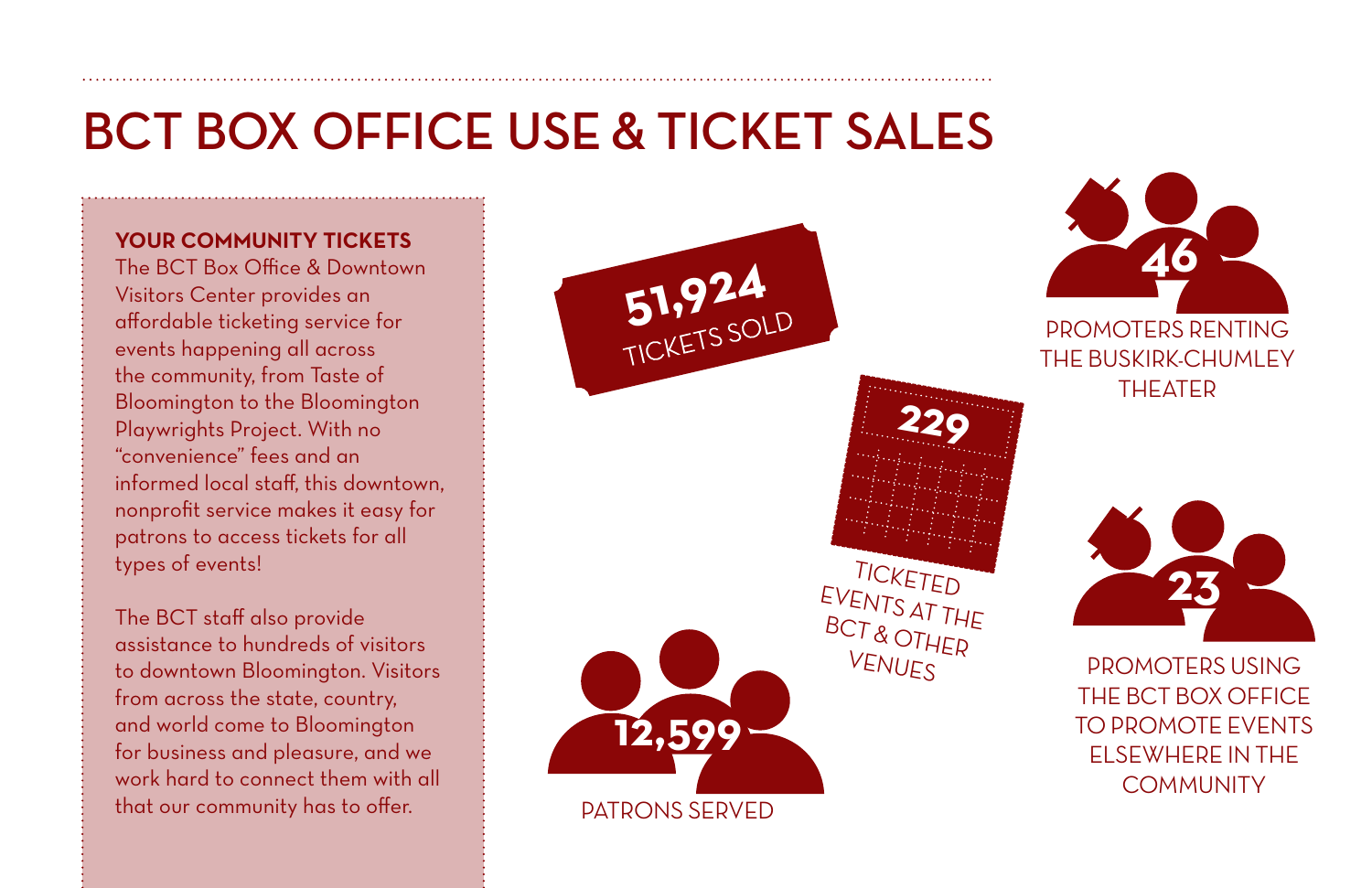# BCT BOX OFFICE USE & TICKET SALES

**YOUR COMMUNITY TICKETS**

The BCT Box Office & Downtown Visitors Center provides an affordable ticketing service for events happening all across the community, from Taste of Bloomington to the Bloomington Playwrights Project. With no "convenience" fees and an informed local staff, this downtown, nonprofit service makes it easy for patrons to access tickets for all types of events!

The BCT staff also provide assistance to hundreds of visitors to downtown Bloomington. Visitors from across the state, country, and world come to Bloomington for business and pleasure, and we work hard to connect them with all that our community has to offer.

**51,924** TICKETS SOLD

**229** TICKETED EVENTS AT THE BCT & OTHER VENUES

**12,599** PATRONS SERVED

**46** PROMOTERS RENTING THE BUSKIRK-CHUMLEY THEATER

**23** PROMOTERS USING THE BCT BOX OFFICE TO PROMOTE EVENTS ELSEWHERE IN THE COMMUNITY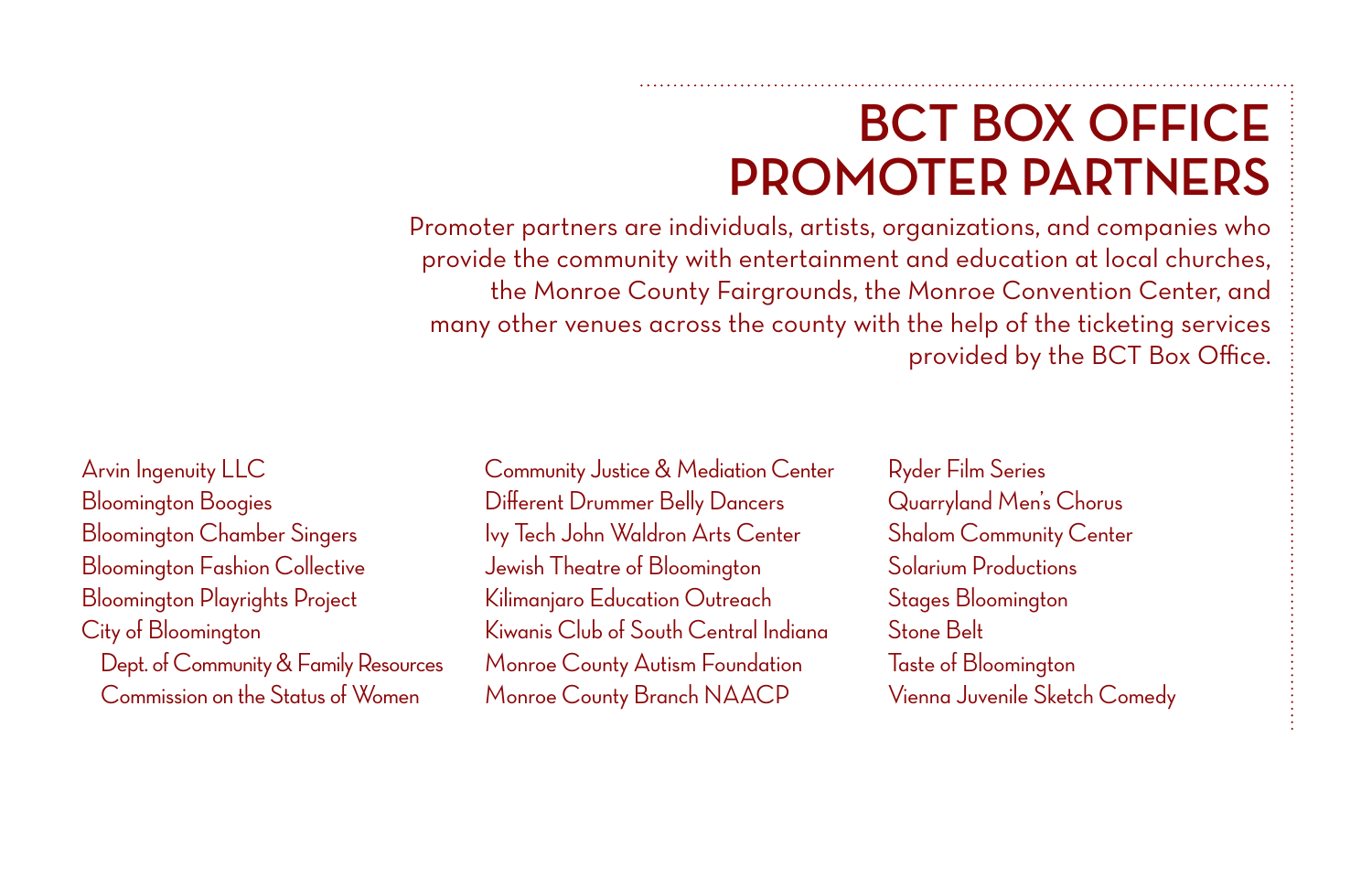# BCT BOX OFFICE PROMOTER PARTNERS

Promoter partners are individuals, artists, organizations, and companies who provide the community with entertainment and education at local churches, the Monroe County Fairgrounds, the Monroe Convention Center, and many other venues across the county with the help of the ticketing services provided by the BCT Box Office.

- Arvin Ingenuity LLC
- Bloomington Boogies
- Bloomington Chamber Singers
- Bloomington Fashion Collective
- Bloomington Playrights Project
- City of Bloomington
  - Dept. of Community & Family Resources
  - Commission on the Status of Women
- Community Justice & Mediation Center
- Different Drummer Belly Dancers
- Ivy Tech John Waldron Arts Center
- Jewish Theatre of Bloomington
- Kilimanjaro Education Outreach
- Kiwanis Club of South Central Indiana
- Monroe County Autism Foundation
- Monroe County Branch NAACP
- Ryder Film Series
- Quarryland Men's Chorus
- Shalom Community Center
- Solarium Productions
- Stages Bloomington
- Stone Belt
- Taste of Bloomington
- Vienna Juvenile Sketch Comedy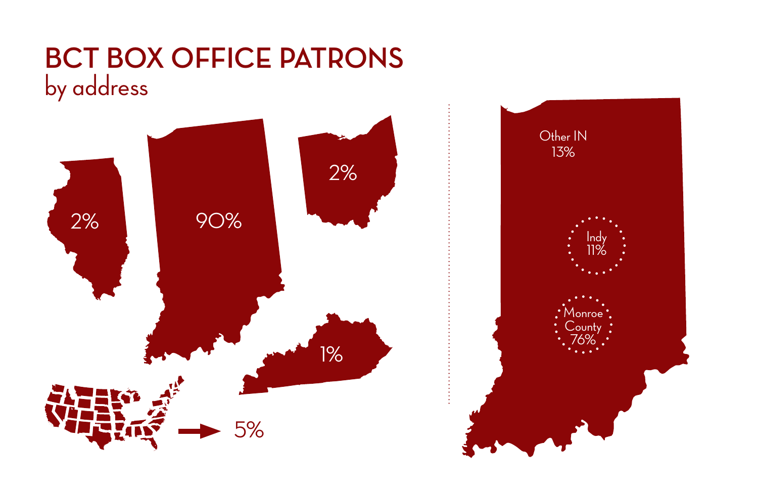# BCT BOX OFFICE PATRONS

by address

2%

90%

2%

1%

5%

Other IN
13%

Indy
11%

Monroe
County
76%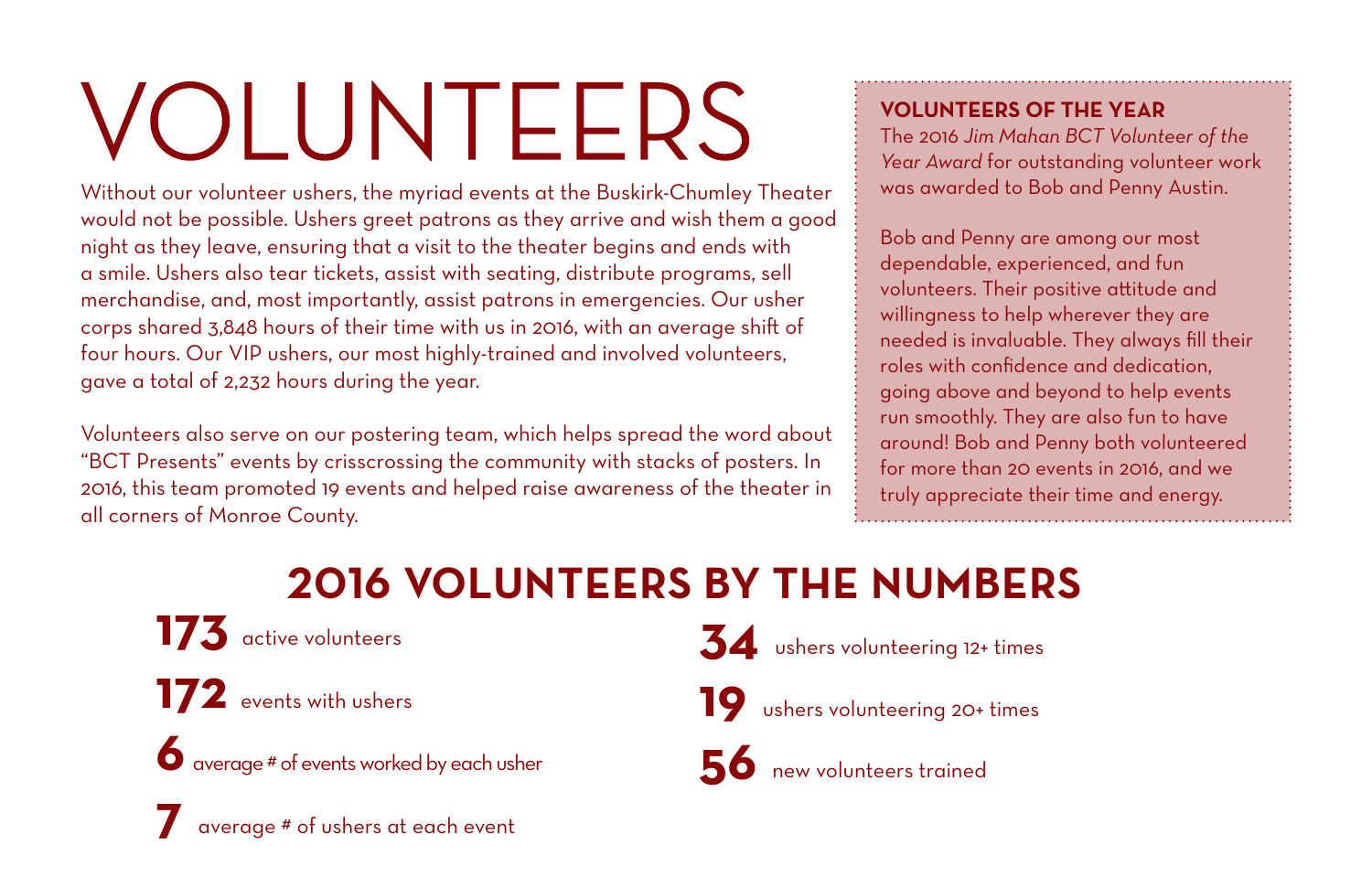# VOLUNTEERS

Without our volunteer ushers, the myriad events at the Buskirk-Chumley Theater would not be possible. Ushers greet patrons as they arrive and wish them a good night as they leave, ensuring that a visit to the theater begins and ends with a smile. Ushers also tear tickets, assist with seating, distribute programs, sell merchandise, and, most importantly, assist patrons in emergencies. Our usher corps shared 3,848 hours of their time with us in 2016, with an average shift of four hours. Our VIP ushers, our most highly-trained and involved volunteers, gave a total of 2,232 hours during the year.

Volunteers also serve on our postering team, which helps spread the word about "BCT Presents" events by crisscrossing the community with stacks of posters. In 2016, this team promoted 19 events and helped raise awareness of the theater in all corners of Monroe County.

### VOLUNTEERS OF THE YEAR

The 2016 *Jim Mahan BCT Volunteer of the Year Award* for outstanding volunteer work was awarded to Bob and Penny Austin.

Bob and Penny are among our most dependable, experienced, and fun volunteers. Their positive attitude and willingness to help wherever they are needed is invaluable. They always fill their roles with confidence and dedication, going above and beyond to help events run smoothly. They are also fun to have around! Bob and Penny both volunteered for more than 20 events in 2016, and we truly appreciate their time and energy.

## 2016 VOLUNTEERS BY THE NUMBERS

**173** active volunteers

**172** events with ushers

**6** average # of events worked by each usher

**7** average # of ushers at each event

**34** ushers volunteering 12+ times

**19** ushers volunteering 20+ times

**56** new volunteers trained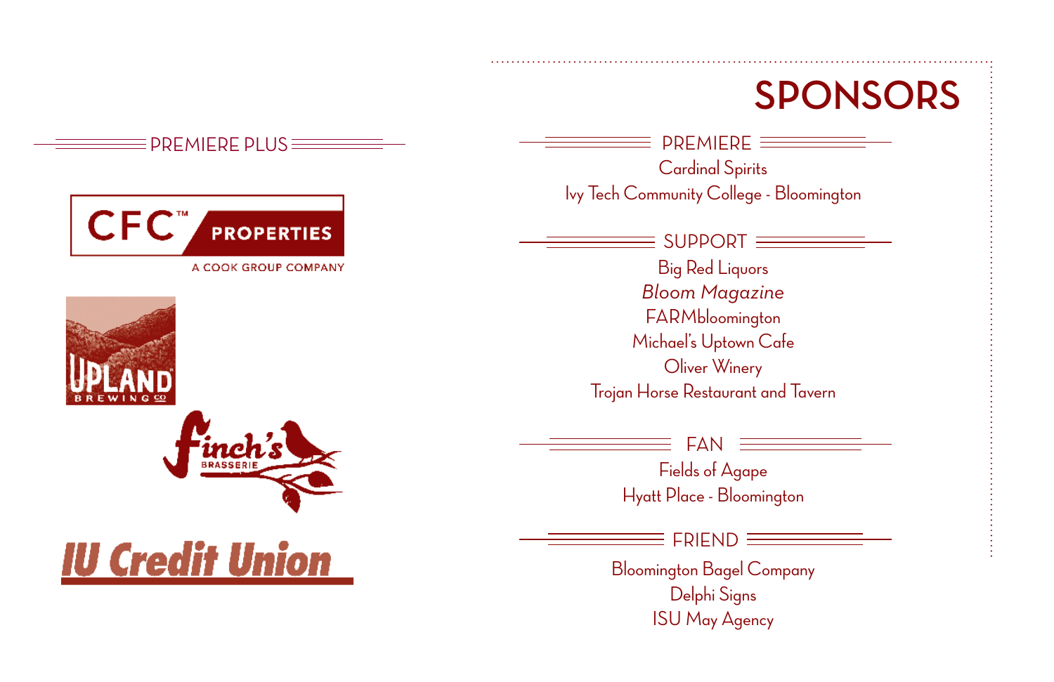# SPONSORS

## PREMIERE PLUS

CFC™ PROPERTIES

A COOK GROUP COMPANY

UPLAND BREWING CO

Finch's BRASSERIE

IU Credit Union

## PREMIERE

Cardinal Spirits

Ivy Tech Community College - Bloomington

## SUPPORT

Big Red Liquors

*Bloom Magazine*

FARMbloomington

Michael's Uptown Cafe

Oliver Winery

Trojan Horse Restaurant and Tavern

## FAN

Fields of Agape

Hyatt Place - Bloomington

## FRIEND

Bloomington Bagel Company

Delphi Signs

ISU May Agency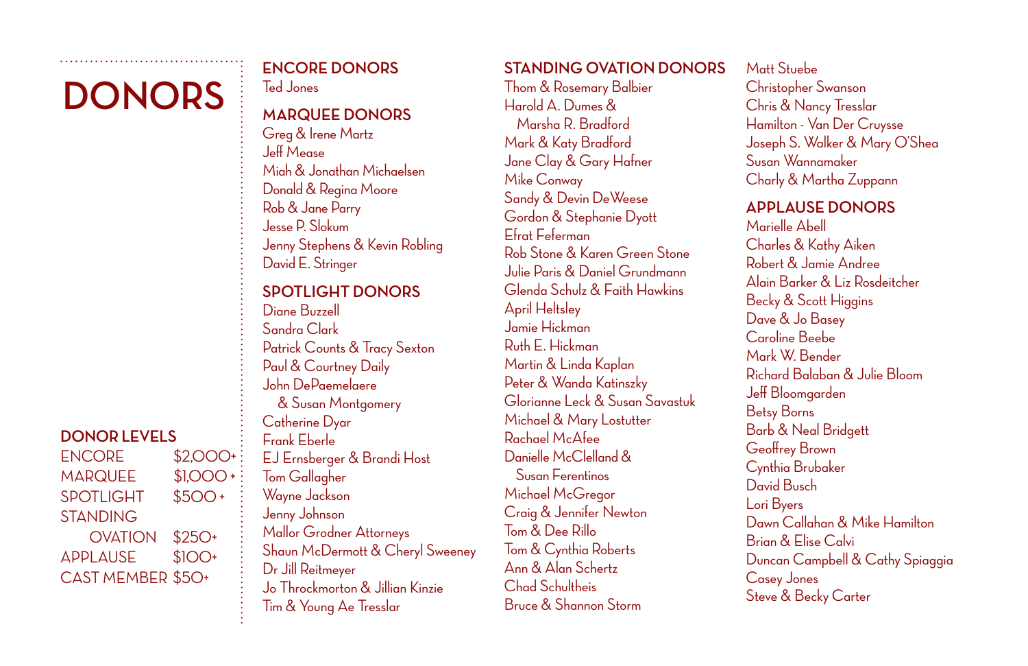# DONORS

## DONOR LEVELS

| | |
|---|---|
| ENCORE | $2,000+ |
| MARQUEE | $1,000 + |
| SPOTLIGHT | $500 + |
| STANDING OVATION | $250+ |
| APPLAUSE | $100+ |
| CAST MEMBER | $50+ |

## ENCORE DONORS

Ted Jones

## MARQUEE DONORS

Greg & Irene Martz
Jeff Mease
Miah & Jonathan Michaelsen
Donald & Regina Moore
Rob & Jane Parry
Jesse P. Slokum
Jenny Stephens & Kevin Robling
David E. Stringer

## SPOTLIGHT DONORS

Diane Buzzell
Sandra Clark
Patrick Counts & Tracy Sexton
Paul & Courtney Daily
John DePaemelaere & Susan Montgomery
Catherine Dyar
Frank Eberle
EJ Ernsberger & Brandi Host
Tom Gallagher
Wayne Jackson
Jenny Johnson
Mallor Grodner Attorneys
Shaun McDermott & Cheryl Sweeney
Dr Jill Reitmeyer
Jo Throckmorton & Jillian Kinzie
Tim & Young Ae Tresslar

## STANDING OVATION DONORS

Thom & Rosemary Balbier
Harold A. Dumes & Marsha R. Bradford
Mark & Katy Bradford
Jane Clay & Gary Hafner
Mike Conway
Sandy & Devin DeWeese
Gordon & Stephanie Dyott
Efrat Feferman
Rob Stone & Karen Green Stone
Julie Paris & Daniel Grundmann
Glenda Schulz & Faith Hawkins
April Heltsley
Jamie Hickman
Ruth E. Hickman
Martin & Linda Kaplan
Peter & Wanda Katinszky
Glorianne Leck & Susan Savastuk
Michael & Mary Lostutter
Rachael McAfee
Danielle McClelland & Susan Ferentinos
Michael McGregor
Craig & Jennifer Newton
Tom & Dee Rillo
Tom & Cynthia Roberts
Ann & Alan Schertz
Chad Schultheis
Bruce & Shannon Storm
Matt Stuebe
Christopher Swanson
Chris & Nancy Tresslar
Hamilton - Van Der Cruysse
Joseph S. Walker & Mary O'Shea
Susan Wannamaker
Charly & Martha Zuppann

## APPLAUSE DONORS

Marielle Abell
Charles & Kathy Aiken
Robert & Jamie Andree
Alain Barker & Liz Rosdeitcher
Becky & Scott Higgins
Dave & Jo Basey
Caroline Beebe
Mark W. Bender
Richard Balaban & Julie Bloom
Jeff Bloomgarden
Betsy Borns
Barb & Neal Bridgett
Geoffrey Brown
Cynthia Brubaker
David Busch
Lori Byers
Dawn Callahan & Mike Hamilton
Brian & Elise Calvi
Duncan Campbell & Cathy Spiaggia
Casey Jones
Steve & Becky Carter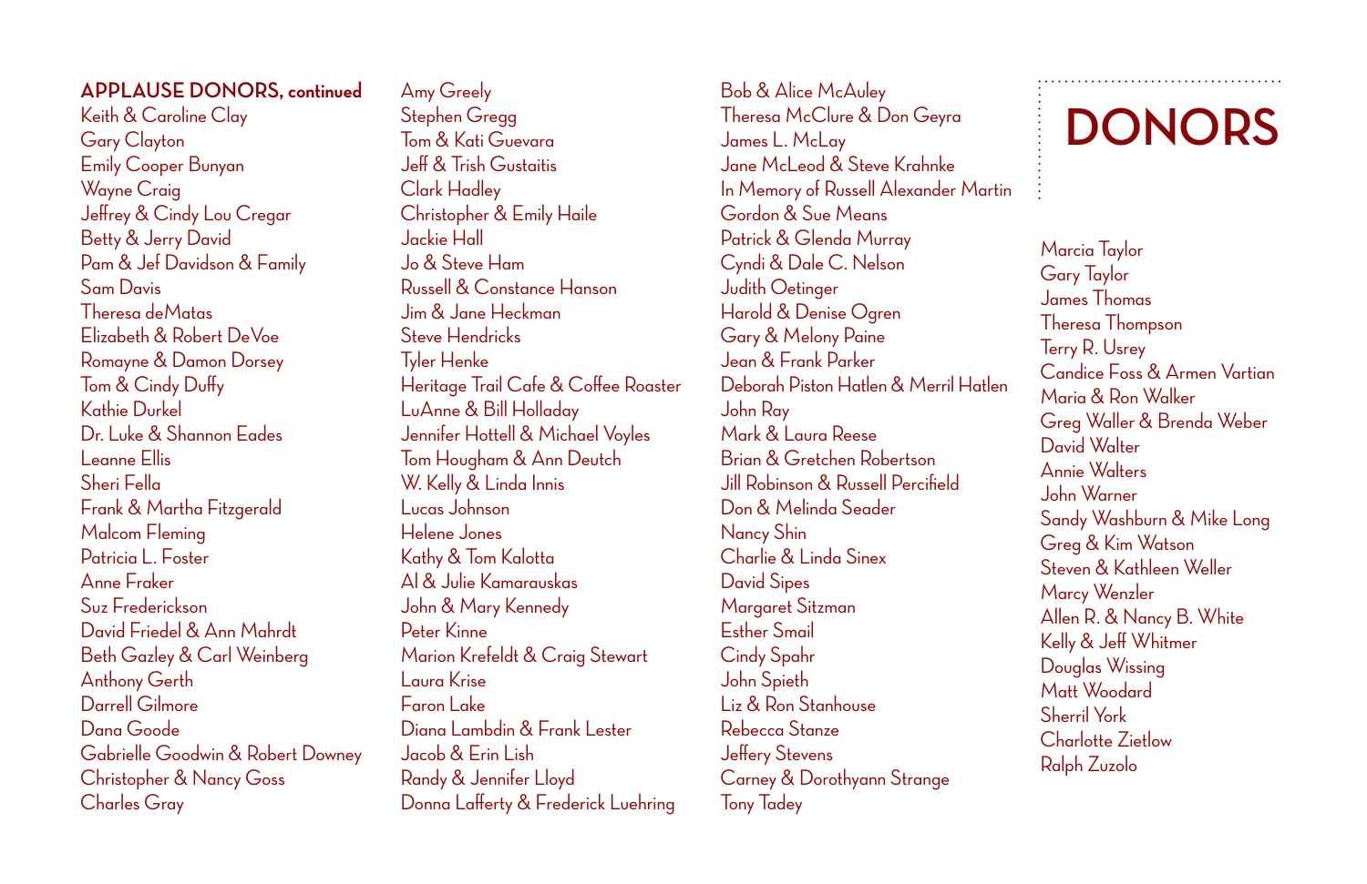## APPLAUSE DONORS, continued

Keith & Caroline Clay
Gary Clayton
Emily Cooper Bunyan
Wayne Craig
Jeffrey & Cindy Lou Cregar
Betty & Jerry David
Pam & Jef Davidson & Family
Sam Davis
Theresa deMatas
Elizabeth & Robert DeVoe
Romayne & Damon Dorsey
Tom & Cindy Duffy
Kathie Durkel
Dr. Luke & Shannon Eades
Leanne Ellis
Sheri Fella
Frank & Martha Fitzgerald
Malcom Fleming
Patricia L. Foster
Anne Fraker
Suz Frederickson
David Friedel & Ann Mahrdt
Beth Gazley & Carl Weinberg
Anthony Gerth
Darrell Gilmore
Dana Goode
Gabrielle Goodwin & Robert Downey
Christopher & Nancy Goss
Charles Gray
Amy Greely
Stephen Gregg
Tom & Kati Guevara
Jeff & Trish Gustaitis
Clark Hadley
Christopher & Emily Haile
Jackie Hall
Jo & Steve Ham
Russell & Constance Hanson
Jim & Jane Heckman
Steve Hendricks
Tyler Henke
Heritage Trail Cafe & Coffee Roaster
LuAnne & Bill Holladay
Jennifer Hottell & Michael Voyles
Tom Hougham & Ann Deutch
W. Kelly & Linda Innis
Lucas Johnson
Helene Jones
Kathy & Tom Kalotta
Al & Julie Kamarauskas
John & Mary Kennedy
Peter Kinne
Marion Krefeldt & Craig Stewart
Laura Krise
Faron Lake
Diana Lambdin & Frank Lester
Jacob & Erin Lish
Randy & Jennifer Lloyd
Donna Lafferty & Frederick Luehring
Bob & Alice McAuley
Theresa McClure & Don Geyra
James L. McLay
Jane McLeod & Steve Krahnke
In Memory of Russell Alexander Martin
Gordon & Sue Means
Patrick & Glenda Murray
Cyndi & Dale C. Nelson
Judith Oetinger
Harold & Denise Ogren
Gary & Melony Paine
Jean & Frank Parker
Deborah Piston Hatlen & Merril Hatlen
John Ray
Mark & Laura Reese
Brian & Gretchen Robertson
Jill Robinson & Russell Percifield
Don & Melinda Seader
Nancy Shin
Charlie & Linda Sinex
David Sipes
Margaret Sitzman
Esther Smail
Cindy Spahr
John Spieth
Liz & Ron Stanhouse
Rebecca Stanze
Jeffery Stevens
Carney & Dorothyann Strange
Tony Tadey
Marcia Taylor
Gary Taylor
James Thomas
Theresa Thompson
Terry R. Usrey
Candice Foss & Armen Vartian
Maria & Ron Walker
Greg Waller & Brenda Weber
David Walter
Annie Walters
John Warner
Sandy Washburn & Mike Long
Greg & Kim Watson
Steven & Kathleen Weller
Marcy Wenzler
Allen R. & Nancy B. White
Kelly & Jeff Whitmer
Douglas Wissing
Matt Woodard
Sherril York
Charlotte Zietlow
Ralph Zuzolo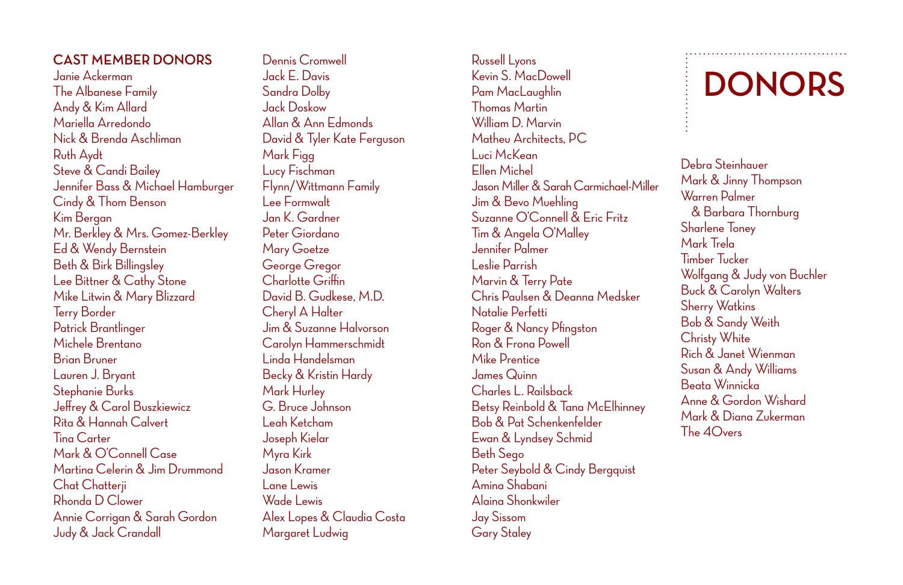# DONORS

## CAST MEMBER DONORS

Janie Ackerman
The Albanese Family
Andy & Kim Allard
Mariella Arredondo
Nick & Brenda Aschliman
Ruth Aydt
Steve & Candi Bailey
Jennifer Bass & Michael Hamburger
Cindy & Thom Benson
Kim Bergan
Mr. Berkley & Mrs. Gomez-Berkley
Ed & Wendy Bernstein
Beth & Birk Billingsley
Lee Bittner & Cathy Stone
Mike Litwin & Mary Blizzard
Terry Border
Patrick Brantlinger
Michele Brentano
Brian Bruner
Lauren J. Bryant
Stephanie Burks
Jeffrey & Carol Buszkiewicz
Rita & Hannah Calvert
Tina Carter
Mark & O'Connell Case
Martina Celerin & Jim Drummond
Chat Chatterji
Rhonda D Clower
Annie Corrigan & Sarah Gordon
Judy & Jack Crandall
Dennis Cromwell
Jack E. Davis
Sandra Dolby
Jack Doskow
Allan & Ann Edmonds
David & Tyler Kate Ferguson
Mark Figg
Lucy Fischman
Flynn/Wittmann Family
Lee Formwalt
Jan K. Gardner
Peter Giordano
Mary Goetze
George Gregor
Charlotte Griffin
David B. Gudkese, M.D.
Cheryl A Halter
Jim & Suzanne Halvorson
Carolyn Hammerschmidt
Linda Handelsman
Becky & Kristin Hardy
Mark Hurley
G. Bruce Johnson
Leah Ketcham
Joseph Kielar
Myra Kirk
Jason Kramer
Lane Lewis
Wade Lewis
Alex Lopes & Claudia Costa
Margaret Ludwig
Russell Lyons
Kevin S. MacDowell
Pam MacLaughlin
Thomas Martin
William D. Marvin
Matheu Architects, PC
Luci McKean
Ellen Michel
Jason Miller & Sarah Carmichael-Miller
Jim & Bevo Muehling
Suzanne O'Connell & Eric Fritz
Tim & Angela O'Malley
Jennifer Palmer
Leslie Parrish
Marvin & Terry Pate
Chris Paulsen & Deanna Medsker
Natalie Perfetti
Roger & Nancy Pfingston
Ron & Frona Powell
Mike Prentice
James Quinn
Charles L. Railsback
Betsy Reinbold & Tana McElhinney
Bob & Pat Schenkenfelder
Ewan & Lyndsey Schmid
Beth Sego
Peter Seybold & Cindy Bergquist
Amina Shabani
Alaina Shonkwiler
Jay Sissom
Gary Staley
Debra Steinhauer
Mark & Jinny Thompson
Warren Palmer
& Barbara Thornburg
Sharlene Toney
Mark Trela
Timber Tucker
Wolfgang & Judy von Buchler
Buck & Carolyn Walters
Sherry Watkins
Bob & Sandy Weith
Christy White
Rich & Janet Wienman
Susan & Andy Williams
Beata Winnicka
Anne & Gordon Wishard
Mark & Diana Zukerman
The 4Overs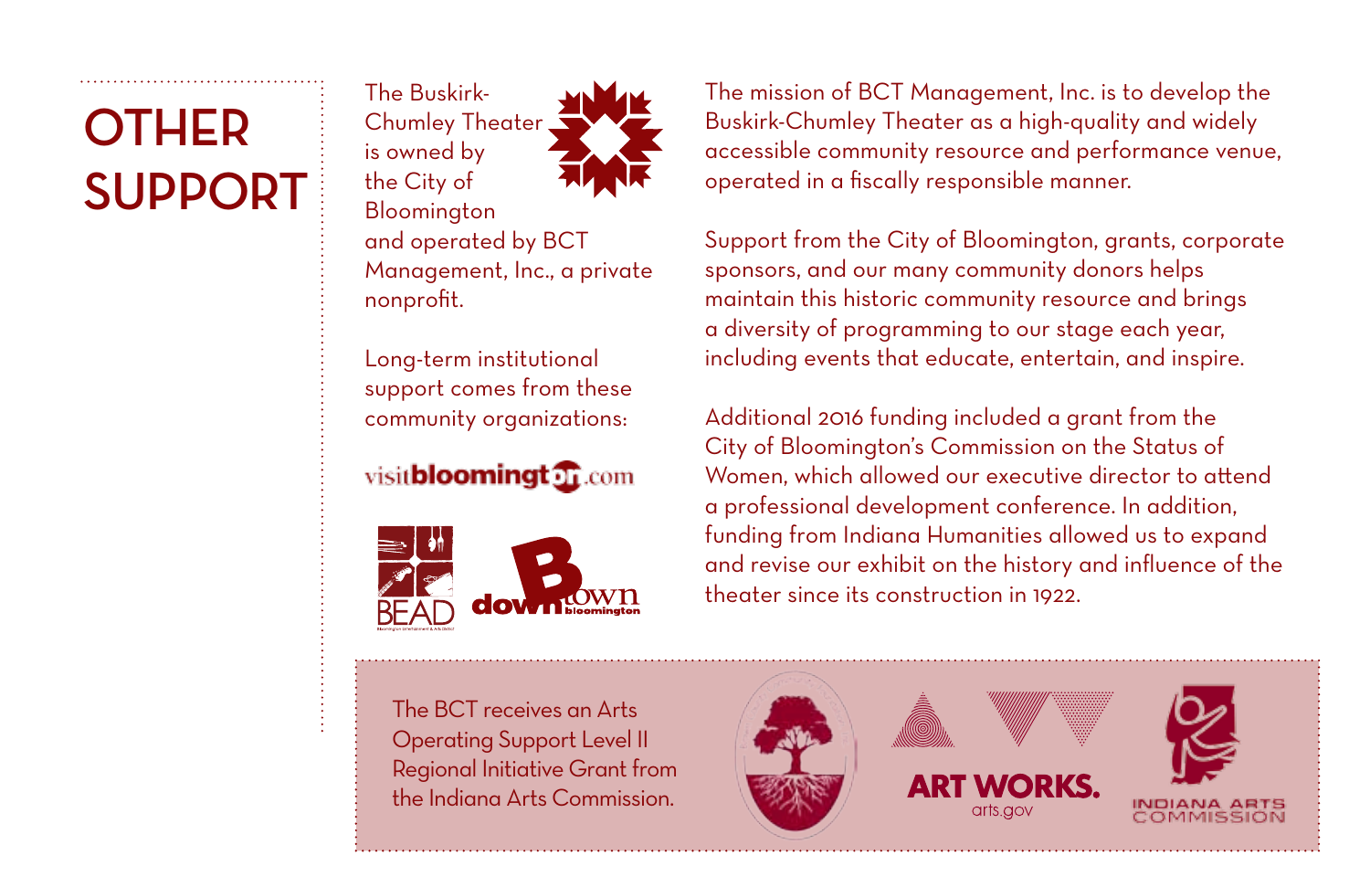# OTHER SUPPORT

The Buskirk-Chumley Theater is owned by the City of Bloomington and operated by BCT Management, Inc., a private nonprofit.

Long-term institutional support comes from these community organizations:

The mission of BCT Management, Inc. is to develop the Buskirk-Chumley Theater as a high-quality and widely accessible community resource and performance venue, operated in a fiscally responsible manner.

Support from the City of Bloomington, grants, corporate sponsors, and our many community donors helps maintain this historic community resource and brings a diversity of programming to our stage each year, including events that educate, entertain, and inspire.

Additional 2016 funding included a grant from the City of Bloomington's Commission on the Status of Women, which allowed our executive director to attend a professional development conference. In addition, funding from Indiana Humanities allowed us to expand and revise our exhibit on the history and influence of the theater since its construction in 1922.

The BCT receives an Arts Operating Support Level II Regional Initiative Grant from the Indiana Arts Commission.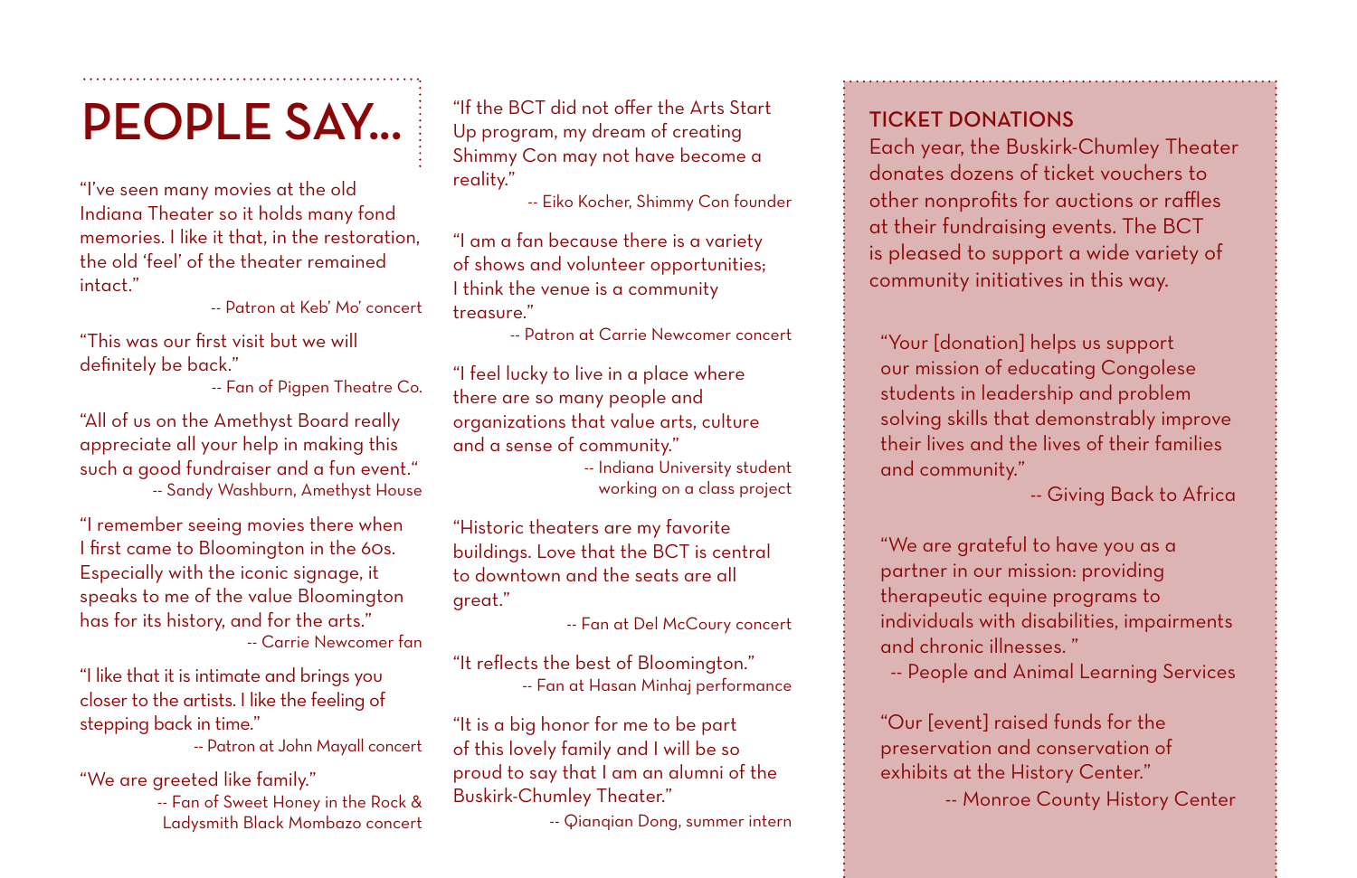# PEOPLE SAY...

"I've seen many movies at the old Indiana Theater so it holds many fond memories. I like it that, in the restoration, the old 'feel' of the theater remained intact."

-- Patron at Keb' Mo' concert

"This was our first visit but we will definitely be back."

-- Fan of Pigpen Theatre Co.

"All of us on the Amethyst Board really appreciate all your help in making this such a good fundraiser and a fun event."

-- Sandy Washburn, Amethyst House

"I remember seeing movies there when I first came to Bloomington in the 60s. Especially with the iconic signage, it speaks to me of the value Bloomington has for its history, and for the arts."

-- Carrie Newcomer fan

"I like that it is intimate and brings you closer to the artists. I like the feeling of stepping back in time."

-- Patron at John Mayall concert

"We are greeted like family."

-- Fan of Sweet Honey in the Rock & Ladysmith Black Mombazo concert

"If the BCT did not offer the Arts Start Up program, my dream of creating Shimmy Con may not have become a reality."

-- Eiko Kocher, Shimmy Con founder

"I am a fan because there is a variety of shows and volunteer opportunities; I think the venue is a community treasure."

-- Patron at Carrie Newcomer concert

"I feel lucky to live in a place where there are so many people and organizations that value arts, culture and a sense of community."

-- Indiana University student working on a class project

"Historic theaters are my favorite buildings. Love that the BCT is central to downtown and the seats are all great."

-- Fan at Del McCoury concert

"It reflects the best of Bloomington."

-- Fan at Hasan Minhaj performance

"It is a big honor for me to be part of this lovely family and I will be so proud to say that I am an alumni of the Buskirk-Chumley Theater."

-- Qianqian Dong, summer intern

## TICKET DONATIONS

Each year, the Buskirk-Chumley Theater donates dozens of ticket vouchers to other nonprofits for auctions or raffles at their fundraising events. The BCT is pleased to support a wide variety of community initiatives in this way.

"Your [donation] helps us support our mission of educating Congolese students in leadership and problem solving skills that demonstrably improve their lives and the lives of their families and community."

-- Giving Back to Africa

"We are grateful to have you as a partner in our mission: providing therapeutic equine programs to individuals with disabilities, impairments and chronic illnesses."

-- People and Animal Learning Services

"Our [event] raised funds for the preservation and conservation of exhibits at the History Center."

-- Monroe County History Center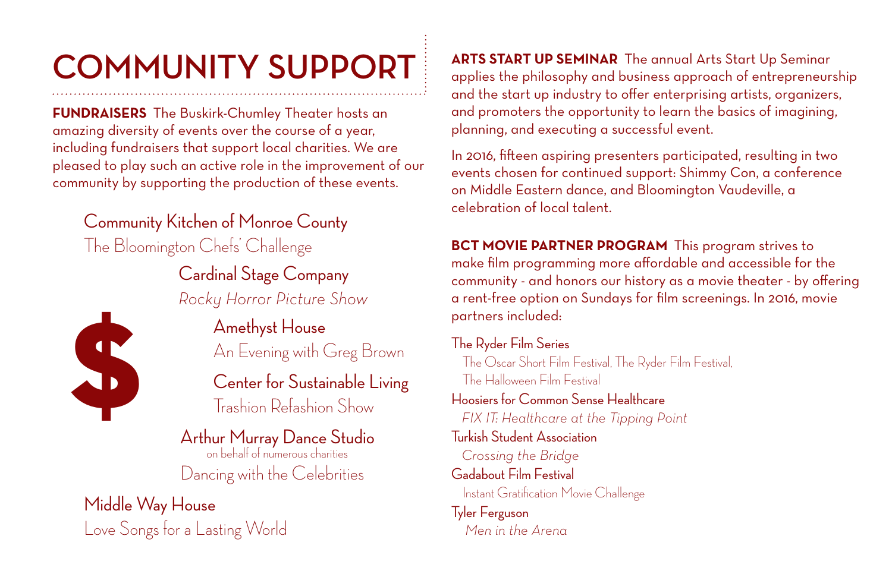# COMMUNITY SUPPORT

**FUNDRAISERS** The Buskirk-Chumley Theater hosts an amazing diversity of events over the course of a year, including fundraisers that support local charities. We are pleased to play such an active role in the improvement of our community by supporting the production of these events.

Community Kitchen of Monroe County
The Bloomington Chefs' Challenge

Cardinal Stage Company
*Rocky Horror Picture Show*

Amethyst House
An Evening with Greg Brown

Center for Sustainable Living
Trashion Refashion Show

Arthur Murray Dance Studio
on behalf of numerous charities
Dancing with the Celebrities

Middle Way House
Love Songs for a Lasting World

**ARTS START UP SEMINAR** The annual Arts Start Up Seminar applies the philosophy and business approach of entrepreneurship and the start up industry to offer enterprising artists, organizers, and promoters the opportunity to learn the basics of imagining, planning, and executing a successful event.

In 2016, fifteen aspiring presenters participated, resulting in two events chosen for continued support: Shimmy Con, a conference on Middle Eastern dance, and Bloomington Vaudeville, a celebration of local talent.

**BCT MOVIE PARTNER PROGRAM** This program strives to make film programming more affordable and accessible for the community - and honors our history as a movie theater - by offering a rent-free option on Sundays for film screenings. In 2016, movie partners included:

The Ryder Film Series
The Oscar Short Film Festival, The Ryder Film Festival, The Halloween Film Festival

Hoosiers for Common Sense Healthcare
*FIX IT: Healthcare at the Tipping Point*

Turkish Student Association
*Crossing the Bridge*

Gadabout Film Festival
Instant Gratification Movie Challenge

Tyler Ferguson
*Men in the Arena*